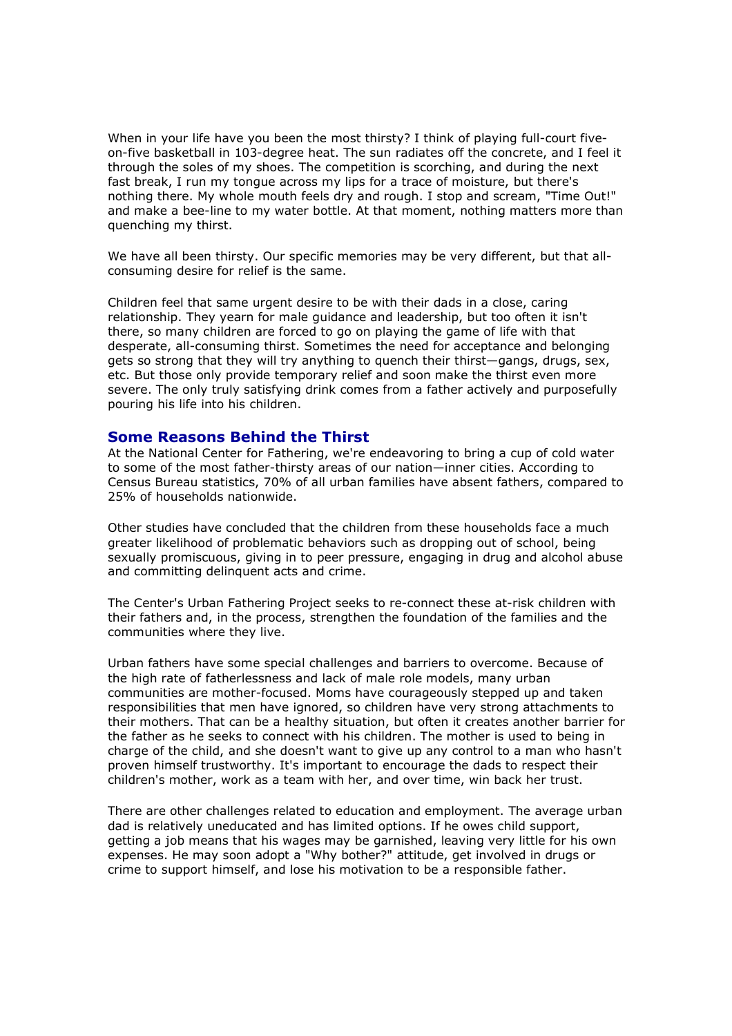When in your life have you been the most thirsty? I think of playing full-court five-on-five basketball in 103-degree heat. The sun radiates off the concrete, and I feel it through the soles of my shoes. The competition is scorching, and during the next fast break, I run my tongue across my lips for a trace of moisture, but there's nothing there. My whole mouth feels dry and rough. I stop and scream, "Time Out!" and make a bee-line to my water bottle. At that moment, nothing matters more than quenching my thirst.

We have all been thirsty. Our specific memories may be very different, but that all-consuming desire for relief is the same.

Children feel that same urgent desire to be with their dads in a close, caring relationship. They yearn for male guidance and leadership, but too often it isn't there, so many children are forced to go on playing the game of life with that desperate, all-consuming thirst. Sometimes the need for acceptance and belonging gets so strong that they will try anything to quench their thirst—gangs, drugs, sex, etc. But those only provide temporary relief and soon make the thirst even more severe. The only truly satisfying drink comes from a father actively and purposefully pouring his life into his children.

## Some Reasons Behind the Thirst

At the National Center for Fathering, we're endeavoring to bring a cup of cold water to some of the most father-thirsty areas of our nation—inner cities. According to Census Bureau statistics, 70% of all urban families have absent fathers, compared to 25% of households nationwide.

Other studies have concluded that the children from these households face a much greater likelihood of problematic behaviors such as dropping out of school, being sexually promiscuous, giving in to peer pressure, engaging in drug and alcohol abuse and committing delinquent acts and crime.

The Center's Urban Fathering Project seeks to re-connect these at-risk children with their fathers and, in the process, strengthen the foundation of the families and the communities where they live.

Urban fathers have some special challenges and barriers to overcome. Because of the high rate of fatherlessness and lack of male role models, many urban communities are mother-focused. Moms have courageously stepped up and taken responsibilities that men have ignored, so children have very strong attachments to their mothers. That can be a healthy situation, but often it creates another barrier for the father as he seeks to connect with his children. The mother is used to being in charge of the child, and she doesn't want to give up any control to a man who hasn't proven himself trustworthy. It's important to encourage the dads to respect their children's mother, work as a team with her, and over time, win back her trust.

There are other challenges related to education and employment. The average urban dad is relatively uneducated and has limited options. If he owes child support, getting a job means that his wages may be garnished, leaving very little for his own expenses. He may soon adopt a "Why bother?" attitude, get involved in drugs or crime to support himself, and lose his motivation to be a responsible father.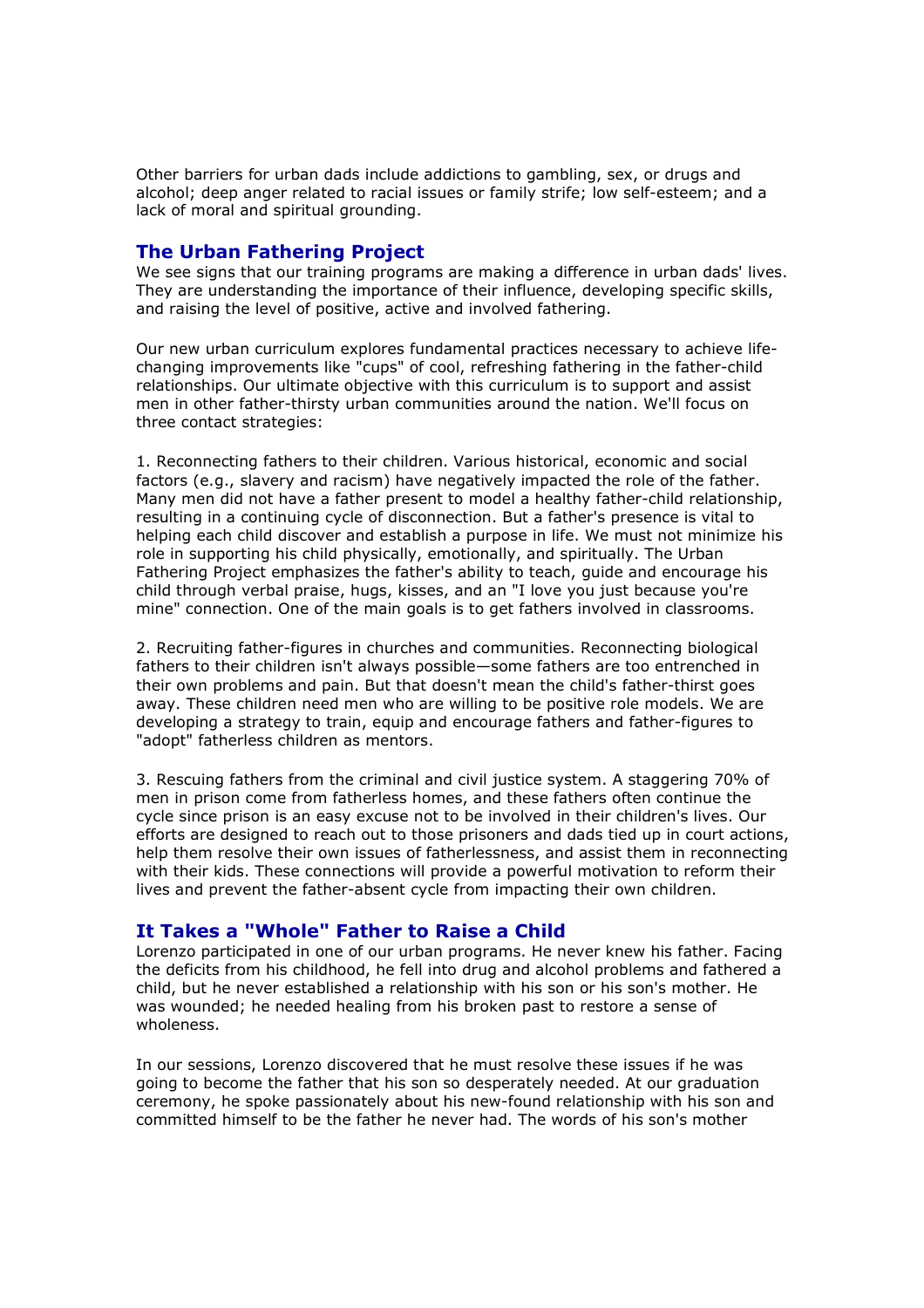Other barriers for urban dads include addictions to gambling, sex, or drugs and alcohol; deep anger related to racial issues or family strife; low self-esteem; and a lack of moral and spiritual grounding.

## The Urban Fathering Project

We see signs that our training programs are making a difference in urban dads' lives. They are understanding the importance of their influence, developing specific skills, and raising the level of positive, active and involved fathering.

Our new urban curriculum explores fundamental practices necessary to achieve life-changing improvements like "cups" of cool, refreshing fathering in the father-child relationships. Our ultimate objective with this curriculum is to support and assist men in other father-thirsty urban communities around the nation. We'll focus on three contact strategies:

1. Reconnecting fathers to their children. Various historical, economic and social factors (e.g., slavery and racism) have negatively impacted the role of the father. Many men did not have a father present to model a healthy father-child relationship, resulting in a continuing cycle of disconnection. But a father's presence is vital to helping each child discover and establish a purpose in life. We must not minimize his role in supporting his child physically, emotionally, and spiritually. The Urban Fathering Project emphasizes the father's ability to teach, guide and encourage his child through verbal praise, hugs, kisses, and an "I love you just because you're mine" connection. One of the main goals is to get fathers involved in classrooms.

2. Recruiting father-figures in churches and communities. Reconnecting biological fathers to their children isn't always possible—some fathers are too entrenched in their own problems and pain. But that doesn't mean the child's father-thirst goes away. These children need men who are willing to be positive role models. We are developing a strategy to train, equip and encourage fathers and father-figures to "adopt" fatherless children as mentors.

3. Rescuing fathers from the criminal and civil justice system. A staggering 70% of men in prison come from fatherless homes, and these fathers often continue the cycle since prison is an easy excuse not to be involved in their children's lives. Our efforts are designed to reach out to those prisoners and dads tied up in court actions, help them resolve their own issues of fatherlessness, and assist them in reconnecting with their kids. These connections will provide a powerful motivation to reform their lives and prevent the father-absent cycle from impacting their own children.

## It Takes a "Whole" Father to Raise a Child

Lorenzo participated in one of our urban programs. He never knew his father. Facing the deficits from his childhood, he fell into drug and alcohol problems and fathered a child, but he never established a relationship with his son or his son's mother. He was wounded; he needed healing from his broken past to restore a sense of wholeness.

In our sessions, Lorenzo discovered that he must resolve these issues if he was going to become the father that his son so desperately needed. At our graduation ceremony, he spoke passionately about his new-found relationship with his son and committed himself to be the father he never had. The words of his son's mother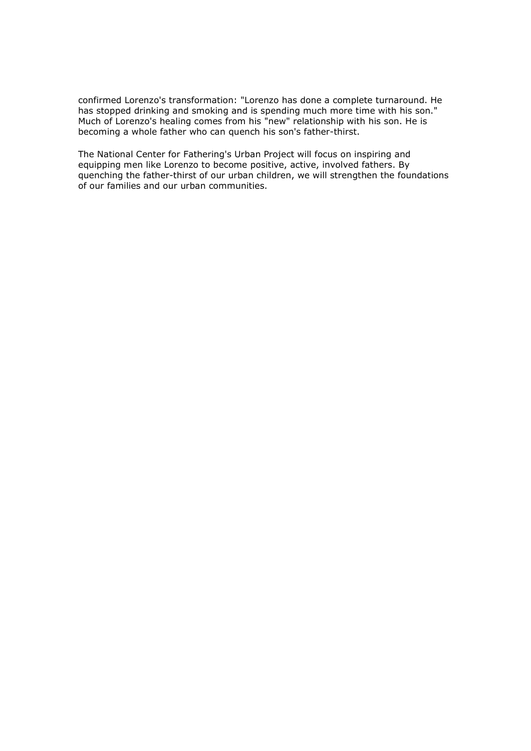confirmed Lorenzo's transformation: "Lorenzo has done a complete turnaround. He has stopped drinking and smoking and is spending much more time with his son." Much of Lorenzo's healing comes from his "new" relationship with his son. He is becoming a whole father who can quench his son's father-thirst.

The National Center for Fathering's Urban Project will focus on inspiring and equipping men like Lorenzo to become positive, active, involved fathers. By quenching the father-thirst of our urban children, we will strengthen the foundations of our families and our urban communities.